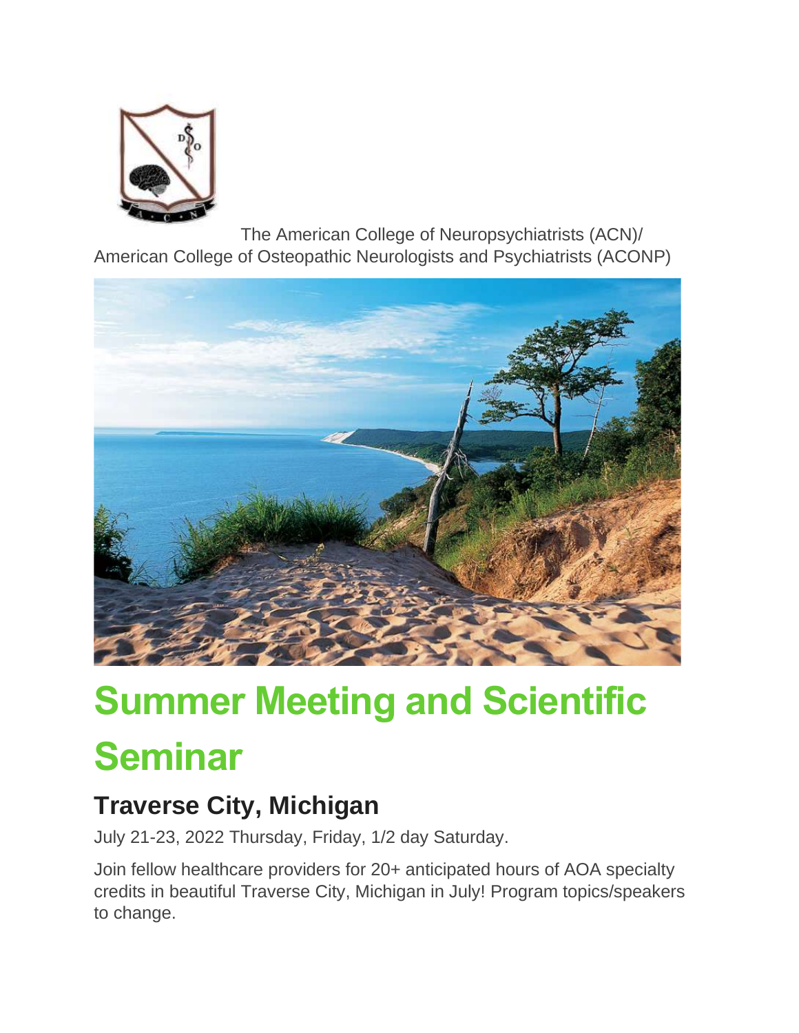The American College of Neuropsychiatrists (ACN)/
American College of Osteopathic Neurologists and Psychiatrists (ACONP)

# Summer Meeting and Scientific Seminar

## Traverse City, Michigan

July 21-23, 2022 Thursday, Friday, 1/2 day Saturday.

Join fellow healthcare providers for 20+ anticipated hours of AOA specialty credits in beautiful Traverse City, Michigan in July! Program topics/speakers to change.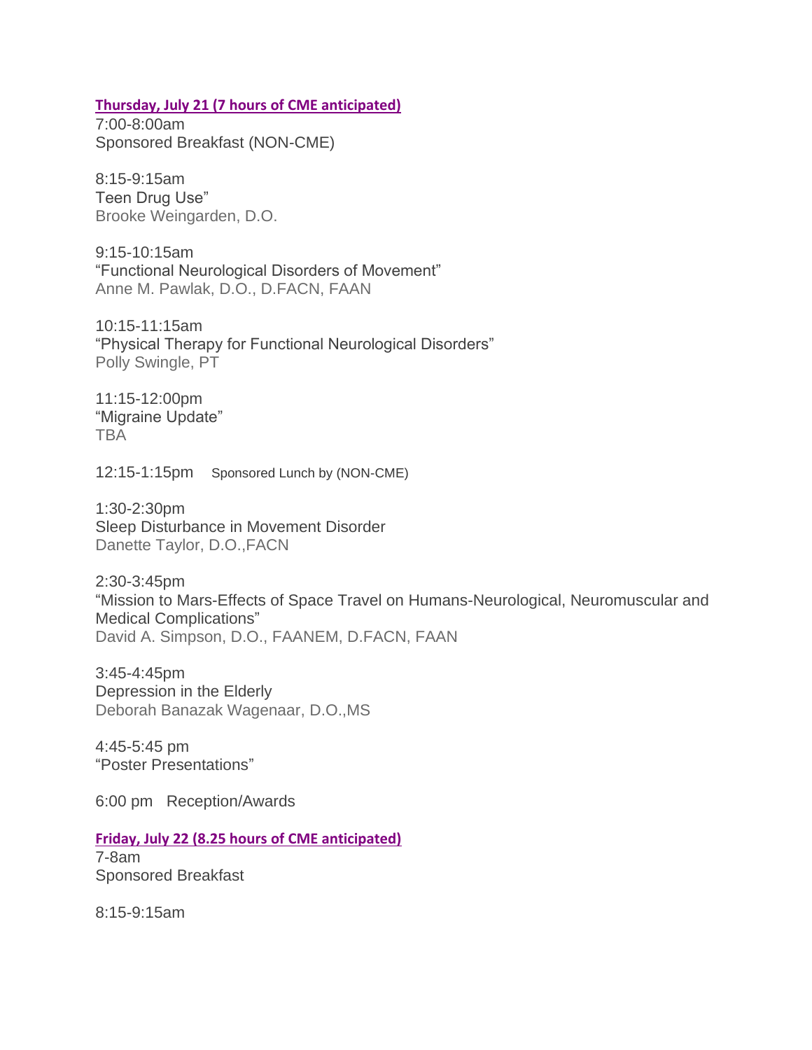**Thursday, July 21 (7 hours of CME anticipated)**

7:00-8:00am
Sponsored Breakfast (NON-CME)

8:15-9:15am
Teen Drug Use"
Brooke Weingarden, D.O.

9:15-10:15am
"Functional Neurological Disorders of Movement"
Anne M. Pawlak, D.O., D.FACN, FAAN

10:15-11:15am
"Physical Therapy for Functional Neurological Disorders"
Polly Swingle, PT

11:15-12:00pm
"Migraine Update"
TBA

12:15-1:15pm Sponsored Lunch by (NON-CME)

1:30-2:30pm
Sleep Disturbance in Movement Disorder
Danette Taylor, D.O.,FACN

2:30-3:45pm
"Mission to Mars-Effects of Space Travel on Humans-Neurological, Neuromuscular and Medical Complications"
David A. Simpson, D.O., FAANEM, D.FACN, FAAN

3:45-4:45pm
Depression in the Elderly
Deborah Banazak Wagenaar, D.O.,MS

4:45-5:45 pm
"Poster Presentations"

6:00 pm Reception/Awards

**Friday, July 22 (8.25 hours of CME anticipated)**

7-8am
Sponsored Breakfast

8:15-9:15am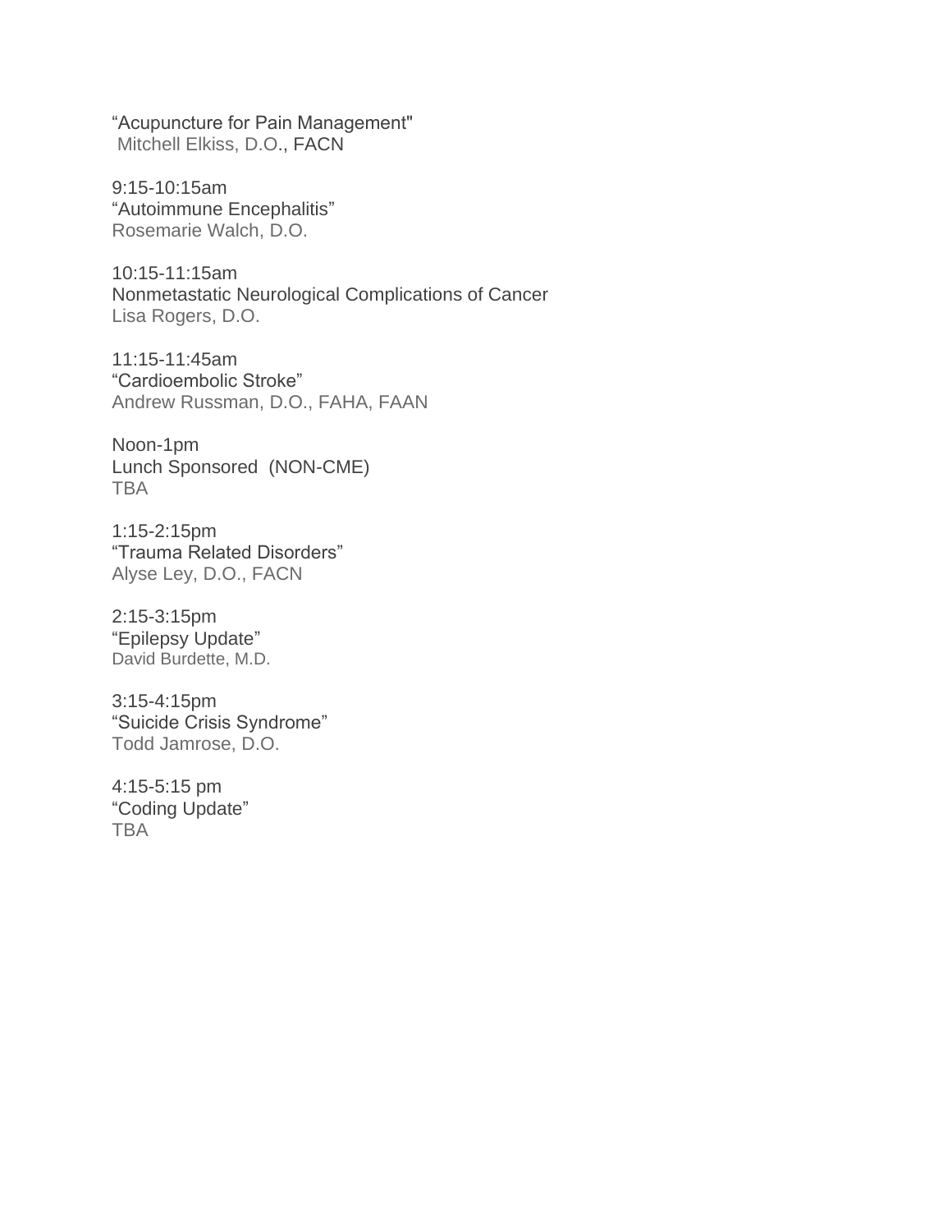“Acupuncture for Pain Management"
Mitchell Elkiss, D.O., FACN

9:15-10:15am
“Autoimmune Encephalitis”
Rosemarie Walch, D.O.

10:15-11:15am
Nonmetastatic Neurological Complications of Cancer
Lisa Rogers, D.O.

11:15-11:45am
“Cardioembolic Stroke”
Andrew Russman, D.O., FAHA, FAAN

Noon-1pm
Lunch Sponsored (NON-CME)
TBA

1:15-2:15pm
“Trauma Related Disorders”
Alyse Ley, D.O., FACN

2:15-3:15pm
“Epilepsy Update”
David Burdette, M.D.

3:15-4:15pm
“Suicide Crisis Syndrome”
Todd Jamrose, D.O.

4:15-5:15 pm
“Coding Update”
TBA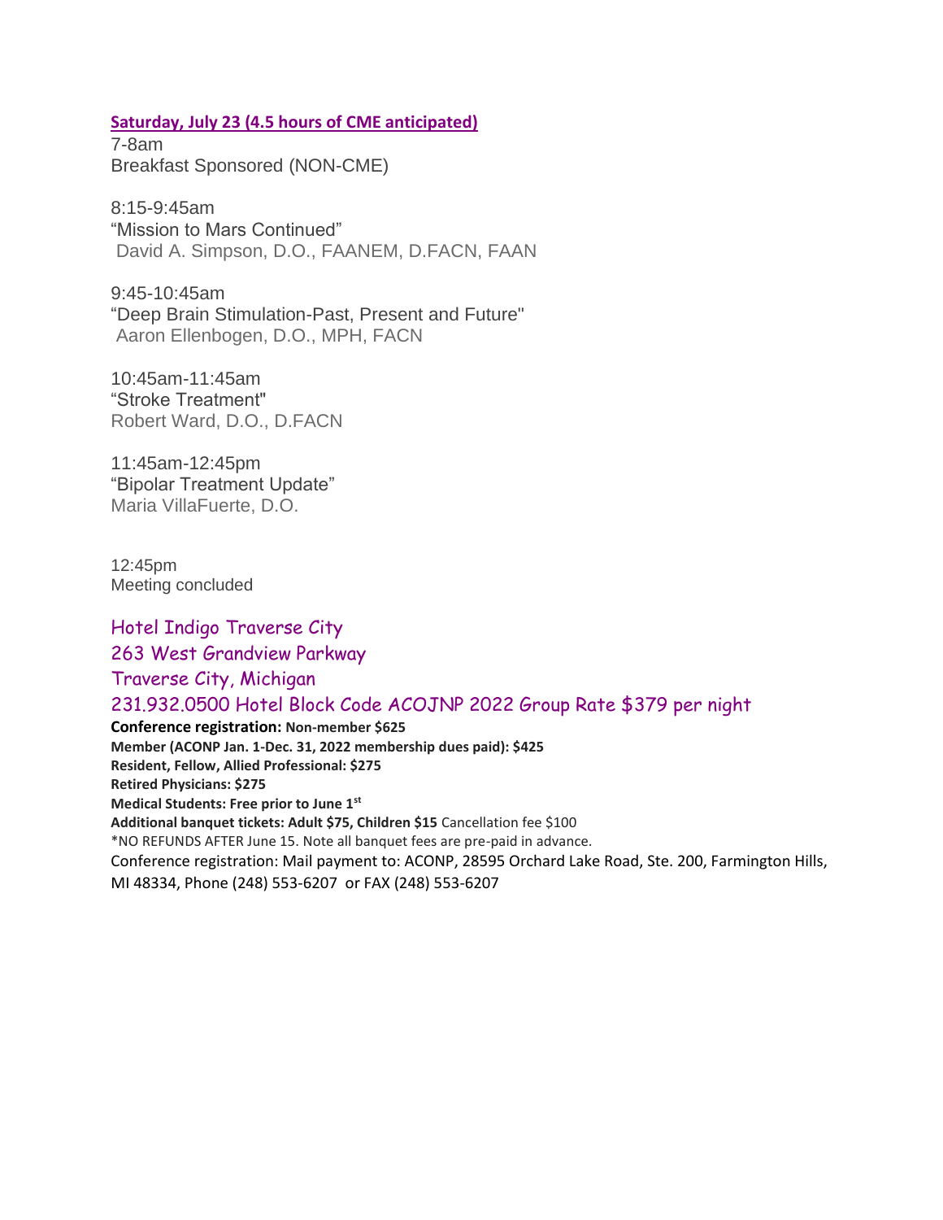**Saturday, July 23 (4.5 hours of CME anticipated)**

7-8am
Breakfast Sponsored (NON-CME)

8:15-9:45am
"Mission to Mars Continued"
David A. Simpson, D.O., FAANEM, D.FACN, FAAN

9:45-10:45am
"Deep Brain Stimulation-Past, Present and Future"
Aaron Ellenbogen, D.O., MPH, FACN

10:45am-11:45am
"Stroke Treatment"
Robert Ward, D.O., D.FACN

11:45am-12:45pm
"Bipolar Treatment Update"
Maria VillaFuerte, D.O.

12:45pm
Meeting concluded

Hotel Indigo Traverse City
263 West Grandview Parkway
Traverse City, Michigan
231.932.0500 Hotel Block Code ACOJNP 2022 Group Rate $379 per night

**Conference registration: Non-member $625**
**Member (ACONP Jan. 1-Dec. 31, 2022 membership dues paid): $425**
**Resident, Fellow, Allied Professional: $275**
**Retired Physicians: $275**
**Medical Students: Free prior to June 1st**
**Additional banquet tickets: Adult $75, Children $15** Cancellation fee $100
*NO REFUNDS AFTER June 15. Note all banquet fees are pre-paid in advance.
Conference registration: Mail payment to: ACONP, 28595 Orchard Lake Road, Ste. 200, Farmington Hills, MI 48334, Phone (248) 553-6207 or FAX (248) 553-6207